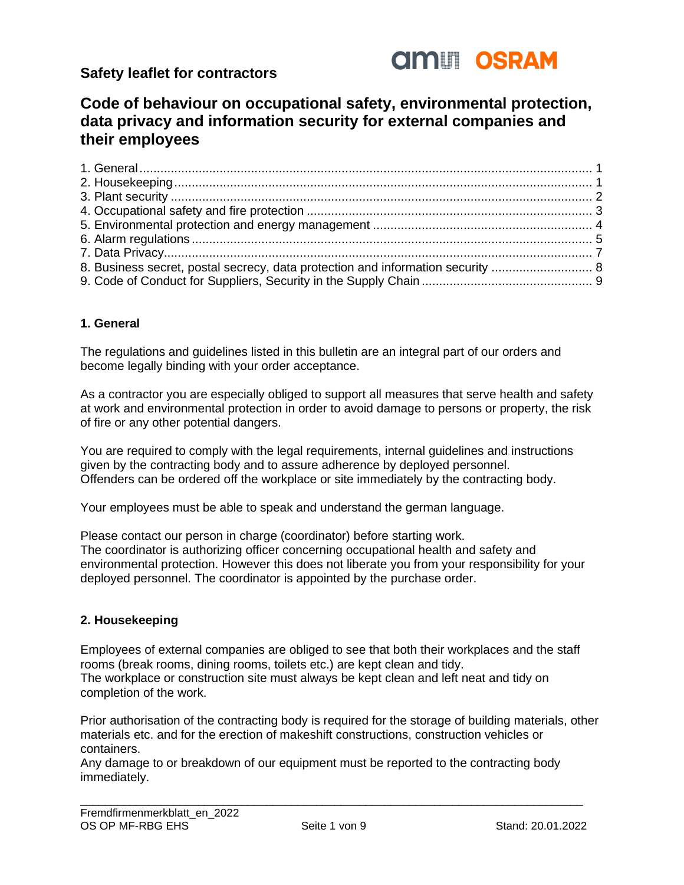**Safety leaflet for contractors**

# Code of behaviour on occupational safety, environmental protection, data privacy and information security for external companies and their employees

1. General ........................................................................................................................... 1
2. Housekeeping .................................................................................................................. 1
3. Plant security ................................................................................................................... 2
4. Occupational safety and fire protection ............................................................................ 3
5. Environmental protection and energy management .......................................................... 4
6. Alarm regulations ............................................................................................................. 5
7. Data Privacy ..................................................................................................................... 7
8. Business secret, postal secrecy, data protection and information security ......................... 8
9. Code of Conduct for Suppliers, Security in the Supply Chain ............................................. 9

## 1. General

The regulations and guidelines listed in this bulletin are an integral part of our orders and become legally binding with your order acceptance.

As a contractor you are especially obliged to support all measures that serve health and safety at work and environmental protection in order to avoid damage to persons or property, the risk of fire or any other potential dangers.

You are required to comply with the legal requirements, internal guidelines and instructions given by the contracting body and to assure adherence by deployed personnel.
Offenders can be ordered off the workplace or site immediately by the contracting body.

Your employees must be able to speak and understand the german language.

Please contact our person in charge (coordinator) before starting work.
The coordinator is authorizing officer concerning occupational health and safety and environmental protection. However this does not liberate you from your responsibility for your deployed personnel. The coordinator is appointed by the purchase order.

## 2. Housekeeping

Employees of external companies are obliged to see that both their workplaces and the staff rooms (break rooms, dining rooms, toilets etc.) are kept clean and tidy.
The workplace or construction site must always be kept clean and left neat and tidy on completion of the work.

Prior authorisation of the contracting body is required for the storage of building materials, other materials etc. and for the erection of makeshift constructions, construction vehicles or containers.
Any damage to or breakdown of our equipment must be reported to the contracting body immediately.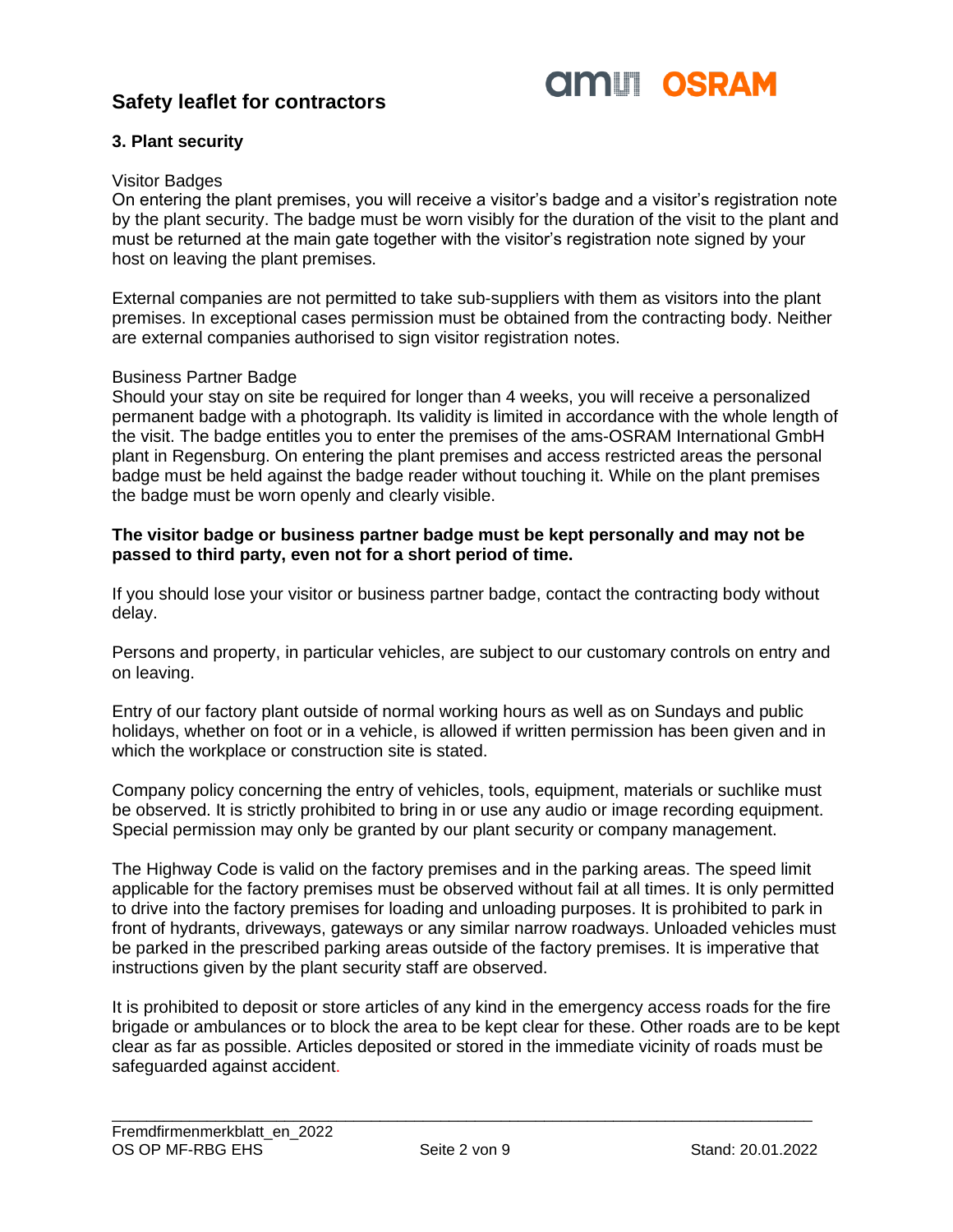### 3. Plant security

Visitor Badges

On entering the plant premises, you will receive a visitor's badge and a visitor's registration note by the plant security. The badge must be worn visibly for the duration of the visit to the plant and must be returned at the main gate together with the visitor's registration note signed by your host on leaving the plant premises.

External companies are not permitted to take sub-suppliers with them as visitors into the plant premises. In exceptional cases permission must be obtained from the contracting body. Neither are external companies authorised to sign visitor registration notes.

Business Partner Badge

Should your stay on site be required for longer than 4 weeks, you will receive a personalized permanent badge with a photograph. Its validity is limited in accordance with the whole length of the visit. The badge entitles you to enter the premises of the ams-OSRAM International GmbH plant in Regensburg. On entering the plant premises and access restricted areas the personal badge must be held against the badge reader without touching it. While on the plant premises the badge must be worn openly and clearly visible.

**The visitor badge or business partner badge must be kept personally and may not be passed to third party, even not for a short period of time.**

If you should lose your visitor or business partner badge, contact the contracting body without delay.

Persons and property, in particular vehicles, are subject to our customary controls on entry and on leaving.

Entry of our factory plant outside of normal working hours as well as on Sundays and public holidays, whether on foot or in a vehicle, is allowed if written permission has been given and in which the workplace or construction site is stated.

Company policy concerning the entry of vehicles, tools, equipment, materials or suchlike must be observed. It is strictly prohibited to bring in or use any audio or image recording equipment. Special permission may only be granted by our plant security or company management.

The Highway Code is valid on the factory premises and in the parking areas. The speed limit applicable for the factory premises must be observed without fail at all times. It is only permitted to drive into the factory premises for loading and unloading purposes. It is prohibited to park in front of hydrants, driveways, gateways or any similar narrow roadways. Unloaded vehicles must be parked in the prescribed parking areas outside of the factory premises. It is imperative that instructions given by the plant security staff are observed.

It is prohibited to deposit or store articles of any kind in the emergency access roads for the fire brigade or ambulances or to block the area to be kept clear for these. Other roads are to be kept clear as far as possible. Articles deposited or stored in the immediate vicinity of roads must be safeguarded against accident.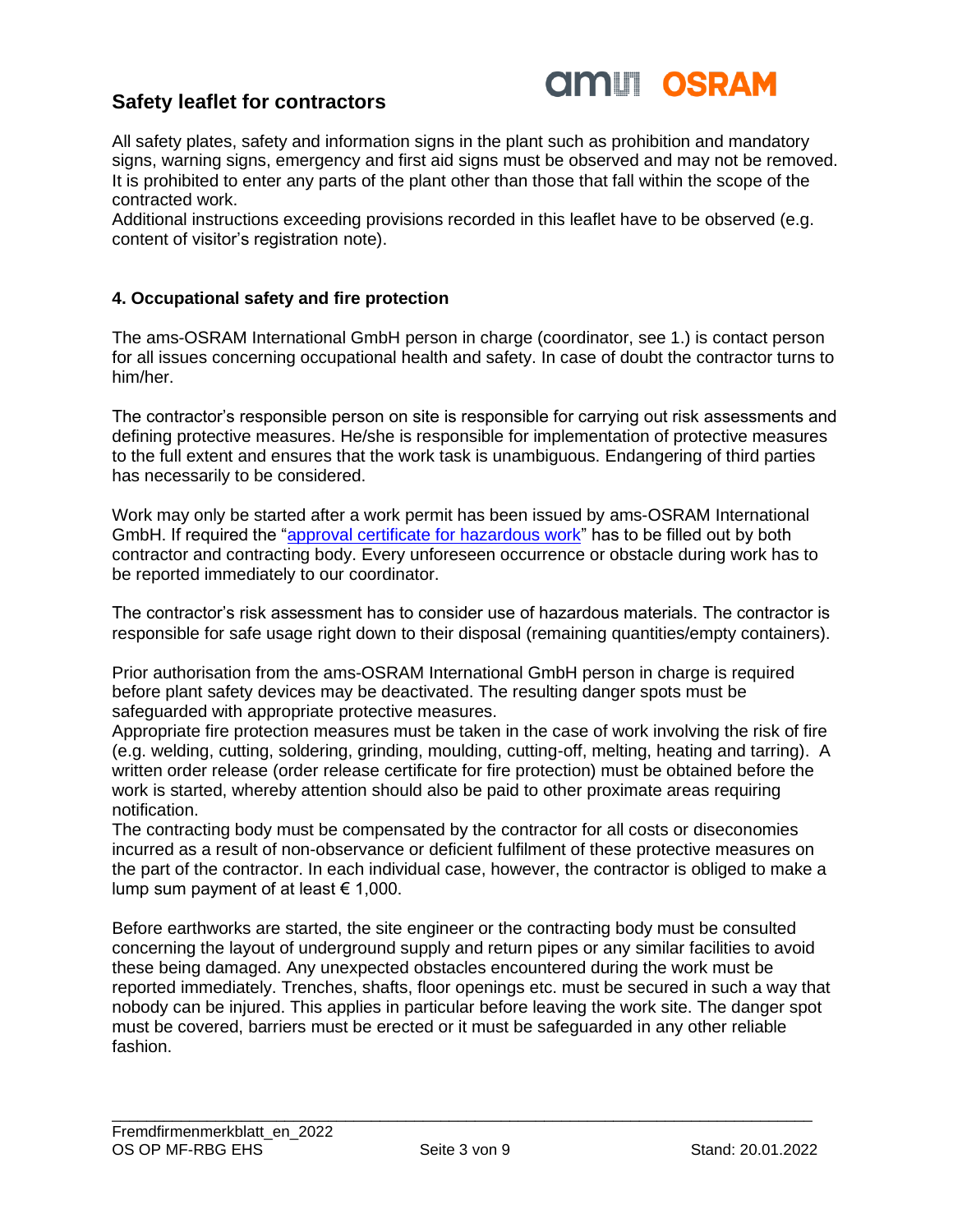All safety plates, safety and information signs in the plant such as prohibition and mandatory signs, warning signs, emergency and first aid signs must be observed and may not be removed. It is prohibited to enter any parts of the plant other than those that fall within the scope of the contracted work.
Additional instructions exceeding provisions recorded in this leaflet have to be observed (e.g. content of visitor's registration note).

## 4. Occupational safety and fire protection

The ams-OSRAM International GmbH person in charge (coordinator, see 1.) is contact person for all issues concerning occupational health and safety. In case of doubt the contractor turns to him/her.

The contractor's responsible person on site is responsible for carrying out risk assessments and defining protective measures. He/she is responsible for implementation of protective measures to the full extent and ensures that the work task is unambiguous. Endangering of third parties has necessarily to be considered.

Work may only be started after a work permit has been issued by ams-OSRAM International GmbH. If required the "approval certificate for hazardous work" has to be filled out by both contractor and contracting body. Every unforeseen occurrence or obstacle during work has to be reported immediately to our coordinator.

The contractor's risk assessment has to consider use of hazardous materials. The contractor is responsible for safe usage right down to their disposal (remaining quantities/empty containers).

Prior authorisation from the ams-OSRAM International GmbH person in charge is required before plant safety devices may be deactivated. The resulting danger spots must be safeguarded with appropriate protective measures.
Appropriate fire protection measures must be taken in the case of work involving the risk of fire (e.g. welding, cutting, soldering, grinding, moulding, cutting-off, melting, heating and tarring). A written order release (order release certificate for fire protection) must be obtained before the work is started, whereby attention should also be paid to other proximate areas requiring notification.
The contracting body must be compensated by the contractor for all costs or diseconomies incurred as a result of non-observance or deficient fulfilment of these protective measures on the part of the contractor. In each individual case, however, the contractor is obliged to make a lump sum payment of at least € 1,000.

Before earthworks are started, the site engineer or the contracting body must be consulted concerning the layout of underground supply and return pipes or any similar facilities to avoid these being damaged. Any unexpected obstacles encountered during the work must be reported immediately. Trenches, shafts, floor openings etc. must be secured in such a way that nobody can be injured. This applies in particular before leaving the work site. The danger spot must be covered, barriers must be erected or it must be safeguarded in any other reliable fashion.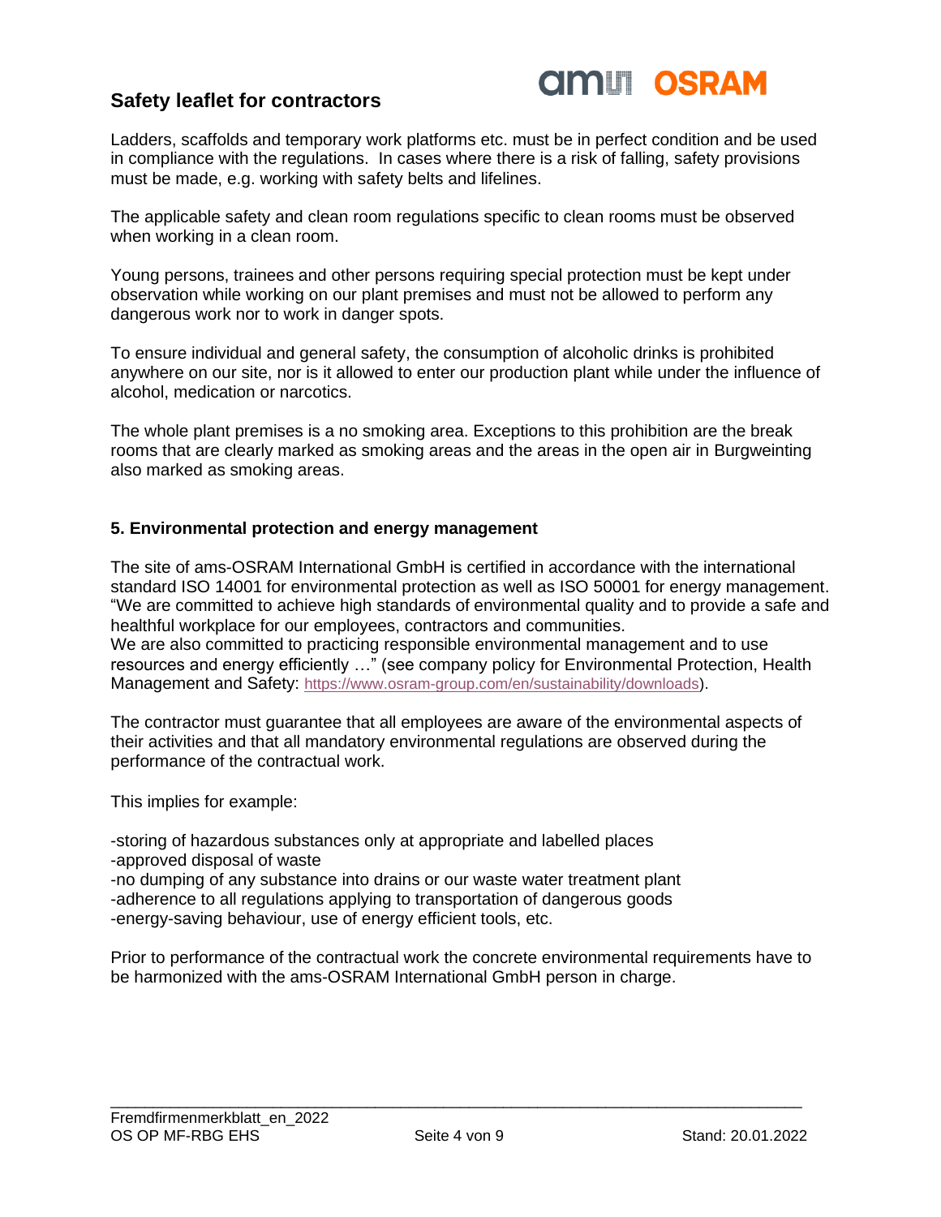Ladders, scaffolds and temporary work platforms etc. must be in perfect condition and be used in compliance with the regulations. In cases where there is a risk of falling, safety provisions must be made, e.g. working with safety belts and lifelines.

The applicable safety and clean room regulations specific to clean rooms must be observed when working in a clean room.

Young persons, trainees and other persons requiring special protection must be kept under observation while working on our plant premises and must not be allowed to perform any dangerous work nor to work in danger spots.

To ensure individual and general safety, the consumption of alcoholic drinks is prohibited anywhere on our site, nor is it allowed to enter our production plant while under the influence of alcohol, medication or narcotics.

The whole plant premises is a no smoking area. Exceptions to this prohibition are the break rooms that are clearly marked as smoking areas and the areas in the open air in Burgweinting also marked as smoking areas.

### 5. Environmental protection and energy management

The site of ams-OSRAM International GmbH is certified in accordance with the international standard ISO 14001 for environmental protection as well as ISO 50001 for energy management. "We are committed to achieve high standards of environmental quality and to provide a safe and healthful workplace for our employees, contractors and communities.
We are also committed to practicing responsible environmental management and to use resources and energy efficiently …" (see company policy for Environmental Protection, Health Management and Safety: https://www.osram-group.com/en/sustainability/downloads).

The contractor must guarantee that all employees are aware of the environmental aspects of their activities and that all mandatory environmental regulations are observed during the performance of the contractual work.

This implies for example:

-storing of hazardous substances only at appropriate and labelled places
-approved disposal of waste
-no dumping of any substance into drains or our waste water treatment plant
-adherence to all regulations applying to transportation of dangerous goods
-energy-saving behaviour, use of energy efficient tools, etc.

Prior to performance of the contractual work the concrete environmental requirements have to be harmonized with the ams-OSRAM International GmbH person in charge.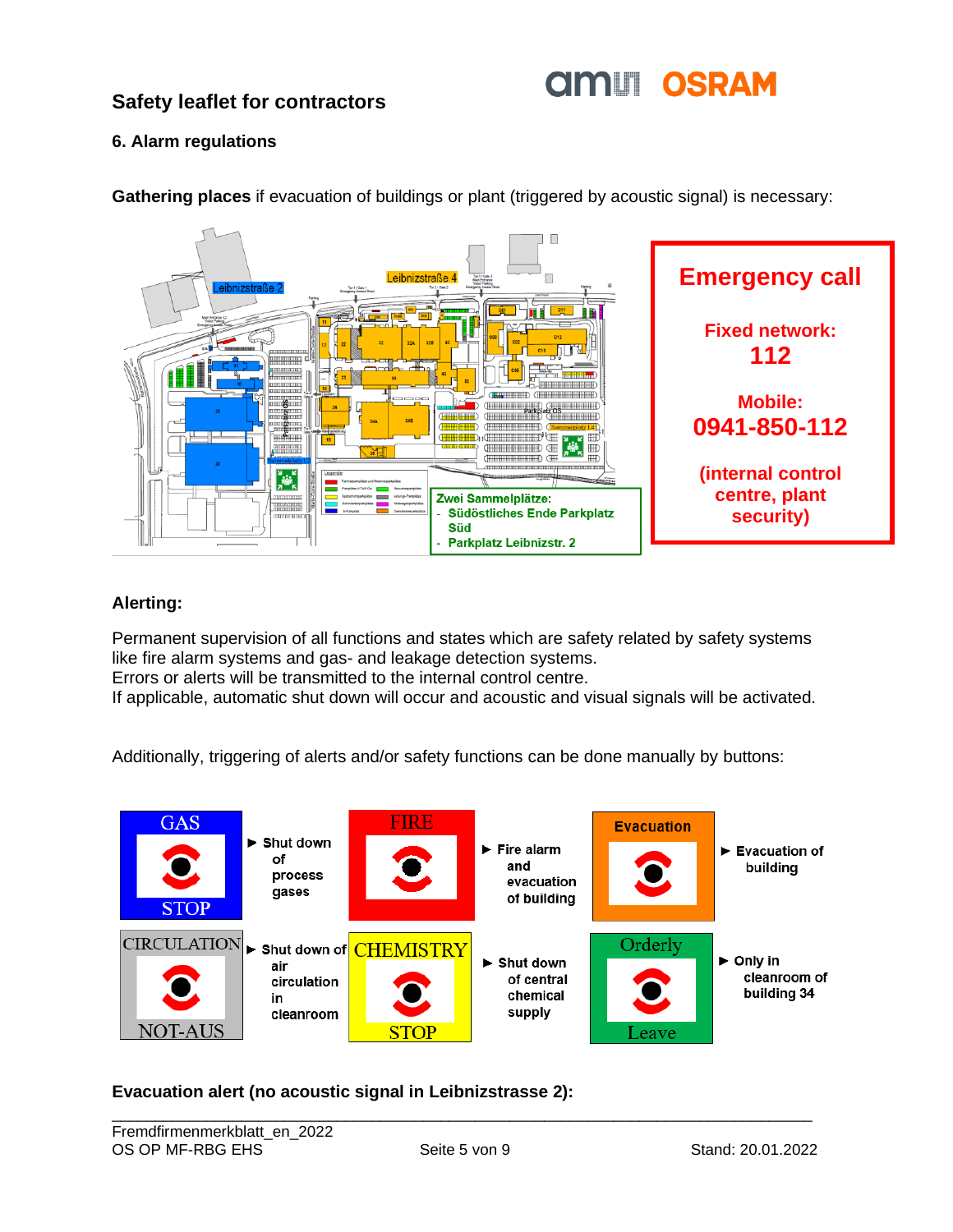## Safety leaflet for contractors

### 6. Alarm regulations

**Gathering places** if evacuation of buildings or plant (triggered by acoustic signal) is necessary:

**Zwei Sammelplätze:**
- Südöstliches Ende Parkplatz Süd
- Parkplatz Leibnizstr. 2

**Emergency call**

**Fixed network:**
**112**

**Mobile:**
**0941-850-112**

**(internal control centre, plant security)**

### Alerting:

Permanent supervision of all functions and states which are safety related by safety systems like fire alarm systems and gas- and leakage detection systems.
Errors or alerts will be transmitted to the internal control centre.
If applicable, automatic shut down will occur and acoustic and visual signals will be activated.

Additionally, triggering of alerts and/or safety functions can be done manually by buttons:

| Button | Function |
| --- | --- |
| GAS STOP | ► Shut down of process gases |
| FIRE | ► Fire alarm and evacuation of building |
| Evacuation | ► Evacuation of building |
| CIRCULATION NOT-AUS | ► Shut down of air circulation in cleanroom |
| CHEMISTRY STOP | ► Shut down of central chemical supply |
| Orderly Leave | ► Only in cleanroom of building 34 |

### Evacuation alert (no acoustic signal in Leibnizstrasse 2):

Fremdfirmenmerkblatt_en_2022
OS OP MF-RBG EHS — Stand: 20.01.2022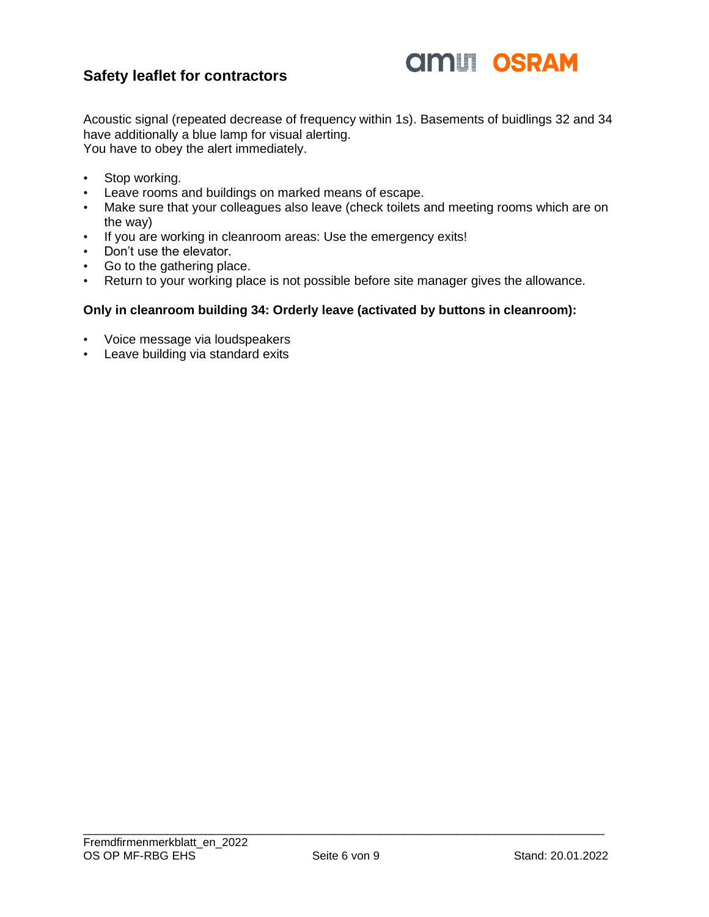Acoustic signal (repeated decrease of frequency within 1s). Basements of buidlings 32 and 34 have additionally a blue lamp for visual alerting.
You have to obey the alert immediately.

- Stop working.
- Leave rooms and buildings on marked means of escape.
- Make sure that your colleagues also leave (check toilets and meeting rooms which are on the way)
- If you are working in cleanroom areas: Use the emergency exits!
- Don't use the elevator.
- Go to the gathering place.
- Return to your working place is not possible before site manager gives the allowance.

**Only in cleanroom building 34: Orderly leave (activated by buttons in cleanroom):**

- Voice message via loudspeakers
- Leave building via standard exits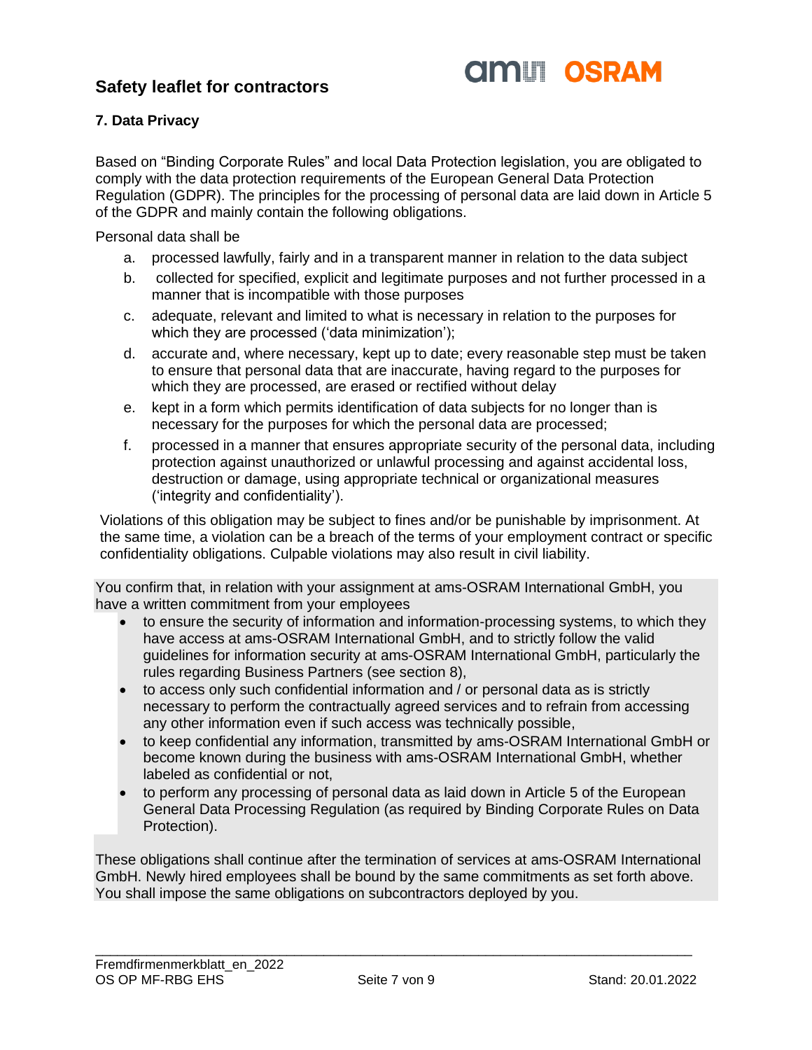## 7. Data Privacy

Based on "Binding Corporate Rules" and local Data Protection legislation, you are obligated to comply with the data protection requirements of the European General Data Protection Regulation (GDPR). The principles for the processing of personal data are laid down in Article 5 of the GDPR and mainly contain the following obligations.

Personal data shall be

a. processed lawfully, fairly and in a transparent manner in relation to the data subject
b. collected for specified, explicit and legitimate purposes and not further processed in a manner that is incompatible with those purposes
c. adequate, relevant and limited to what is necessary in relation to the purposes for which they are processed ('data minimization');
d. accurate and, where necessary, kept up to date; every reasonable step must be taken to ensure that personal data that are inaccurate, having regard to the purposes for which they are processed, are erased or rectified without delay
e. kept in a form which permits identification of data subjects for no longer than is necessary for the purposes for which the personal data are processed;
f. processed in a manner that ensures appropriate security of the personal data, including protection against unauthorized or unlawful processing and against accidental loss, destruction or damage, using appropriate technical or organizational measures ('integrity and confidentiality').

Violations of this obligation may be subject to fines and/or be punishable by imprisonment. At the same time, a violation can be a breach of the terms of your employment contract or specific confidentiality obligations. Culpable violations may also result in civil liability.

You confirm that, in relation with your assignment at ams-OSRAM International GmbH, you have a written commitment from your employees

- to ensure the security of information and information-processing systems, to which they have access at ams-OSRAM International GmbH, and to strictly follow the valid guidelines for information security at ams-OSRAM International GmbH, particularly the rules regarding Business Partners (see section 8),
- to access only such confidential information and / or personal data as is strictly necessary to perform the contractually agreed services and to refrain from accessing any other information even if such access was technically possible,
- to keep confidential any information, transmitted by ams-OSRAM International GmbH or become known during the business with ams-OSRAM International GmbH, whether labeled as confidential or not,
- to perform any processing of personal data as laid down in Article 5 of the European General Data Processing Regulation (as required by Binding Corporate Rules on Data Protection).

These obligations shall continue after the termination of services at ams-OSRAM International GmbH. Newly hired employees shall be bound by the same commitments as set forth above. You shall impose the same obligations on subcontractors deployed by you.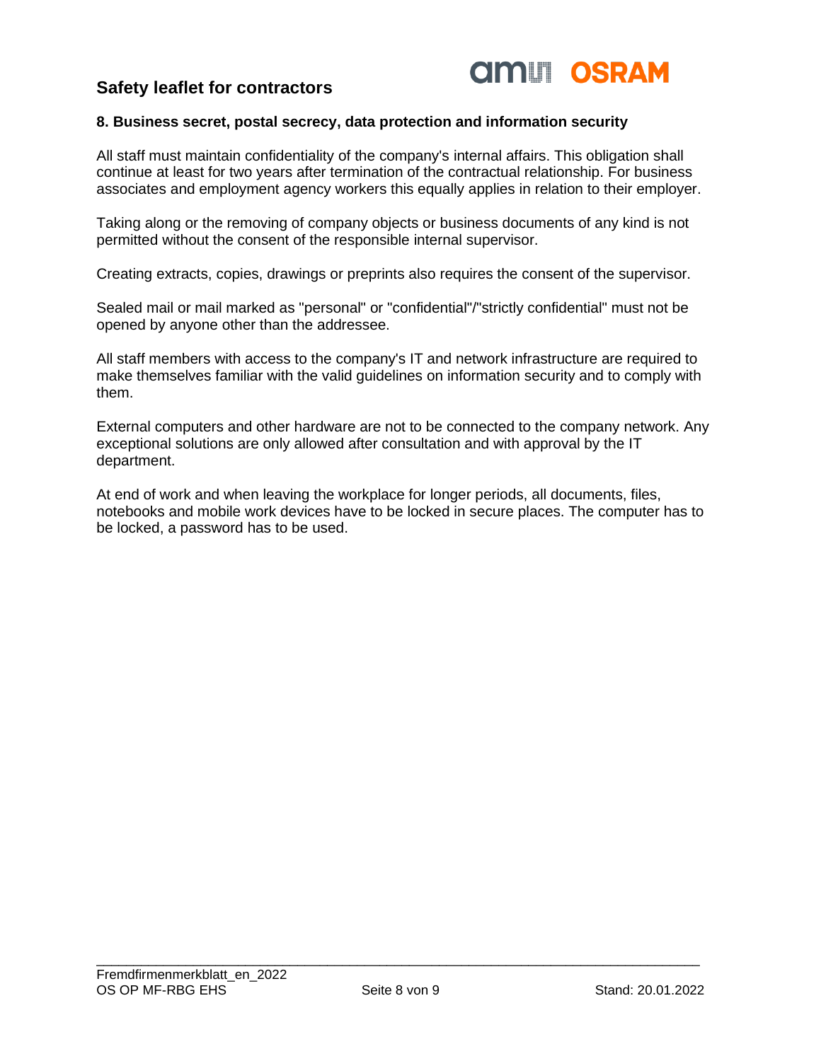## 8. Business secret, postal secrecy, data protection and information security

All staff must maintain confidentiality of the company's internal affairs. This obligation shall continue at least for two years after termination of the contractual relationship. For business associates and employment agency workers this equally applies in relation to their employer.

Taking along or the removing of company objects or business documents of any kind is not permitted without the consent of the responsible internal supervisor.

Creating extracts, copies, drawings or preprints also requires the consent of the supervisor.

Sealed mail or mail marked as "personal" or "confidential"/"strictly confidential" must not be opened by anyone other than the addressee.

All staff members with access to the company's IT and network infrastructure are required to make themselves familiar with the valid guidelines on information security and to comply with them.

External computers and other hardware are not to be connected to the company network. Any exceptional solutions are only allowed after consultation and with approval by the IT department.

At end of work and when leaving the workplace for longer periods, all documents, files, notebooks and mobile work devices have to be locked in secure places. The computer has to be locked, a password has to be used.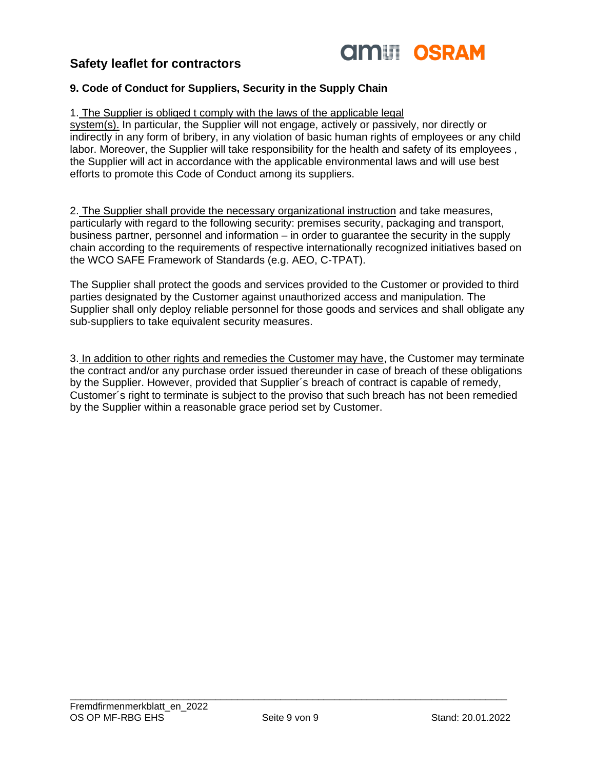## 9. Code of Conduct for Suppliers, Security in the Supply Chain

1. The Supplier is obliged t comply with the laws of the applicable legal system(s). In particular, the Supplier will not engage, actively or passively, nor directly or indirectly in any form of bribery, in any violation of basic human rights of employees or any child labor. Moreover, the Supplier will take responsibility for the health and safety of its employees , the Supplier will act in accordance with the applicable environmental laws and will use best efforts to promote this Code of Conduct among its suppliers.

2. The Supplier shall provide the necessary organizational instruction and take measures, particularly with regard to the following security: premises security, packaging and transport, business partner, personnel and information – in order to guarantee the security in the supply chain according to the requirements of respective internationally recognized initiatives based on the WCO SAFE Framework of Standards (e.g. AEO, C-TPAT).

The Supplier shall protect the goods and services provided to the Customer or provided to third parties designated by the Customer against unauthorized access and manipulation. The Supplier shall only deploy reliable personnel for those goods and services and shall obligate any sub-suppliers to take equivalent security measures.

3. In addition to other rights and remedies the Customer may have, the Customer may terminate the contract and/or any purchase order issued thereunder in case of breach of these obligations by the Supplier. However, provided that Supplier´s breach of contract is capable of remedy, Customer´s right to terminate is subject to the proviso that such breach has not been remedied by the Supplier within a reasonable grace period set by Customer.